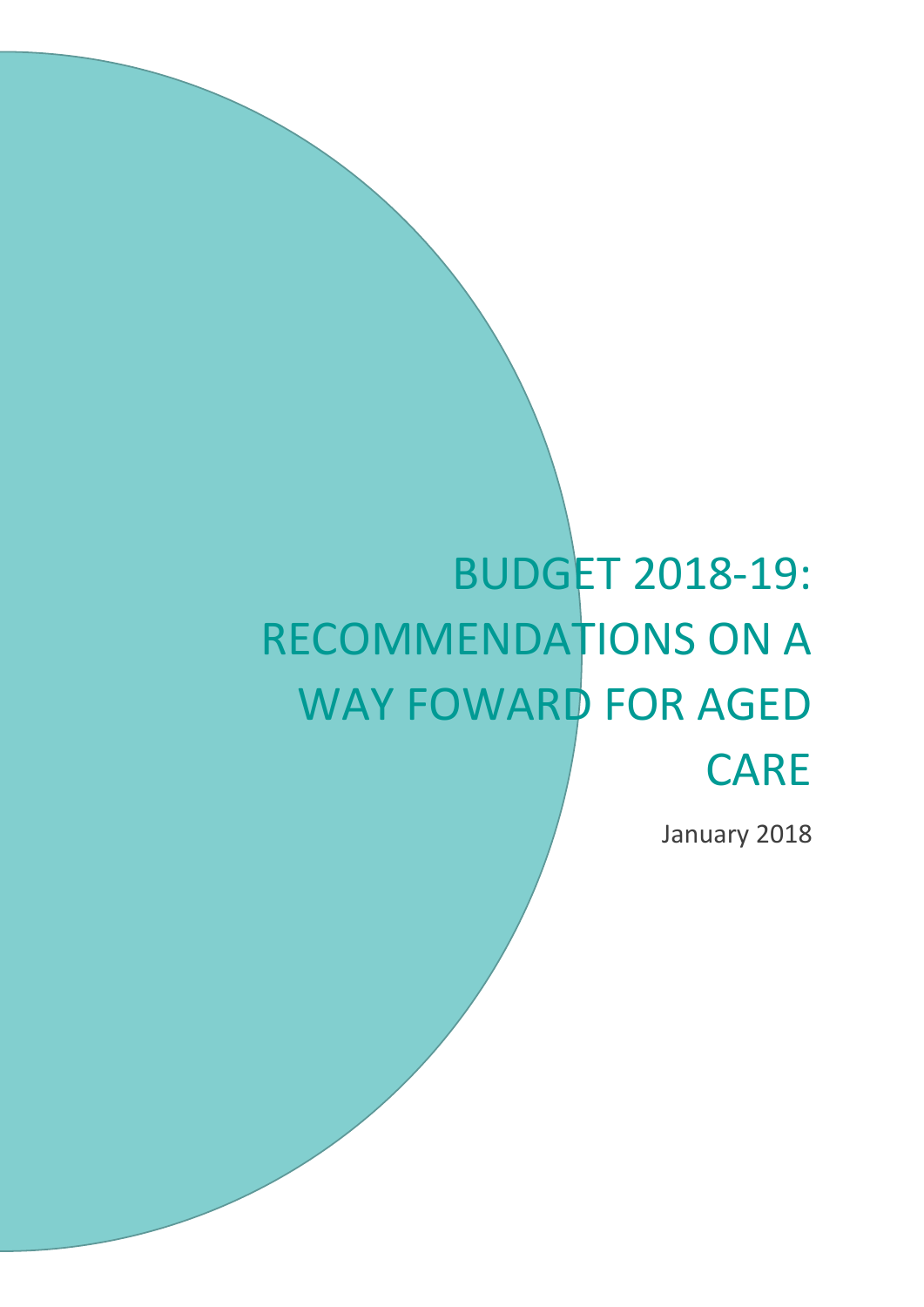# BUDGET 2018-19: RECOMMENDATIONS ON A WAY FOWARD FOR AGED CARE

January 2018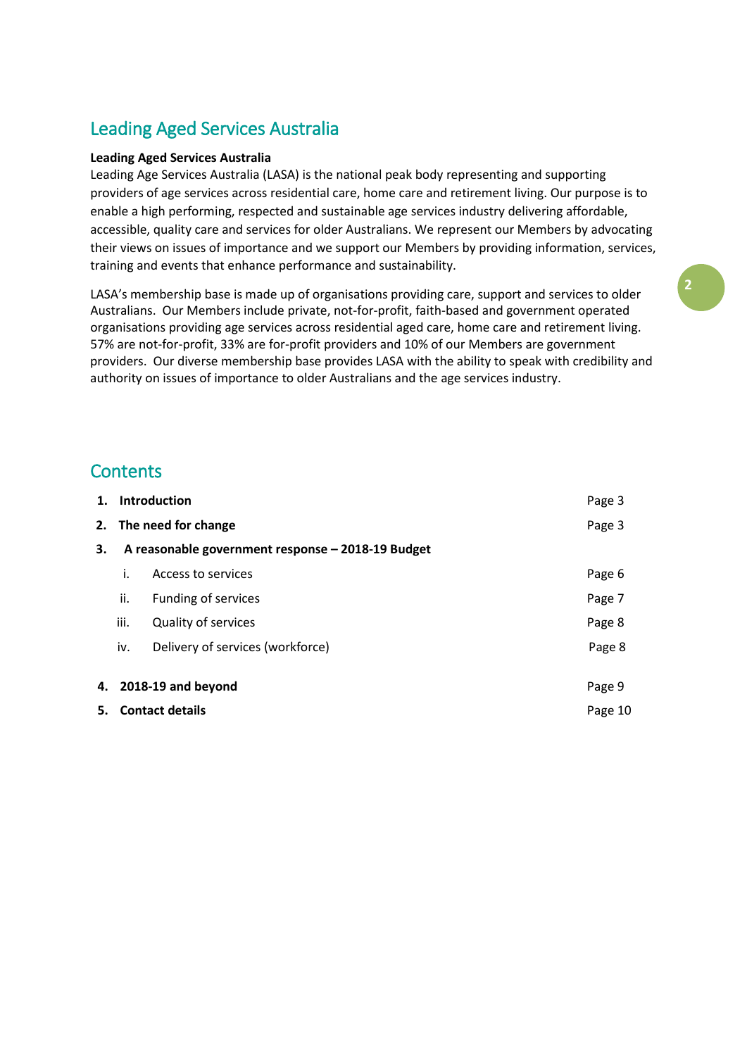## Leading Aged Services Australia

**Leading Aged Services Australia**

Leading Age Services Australia (LASA) is the national peak body representing and supporting providers of age services across residential care, home care and retirement living. Our purpose is to enable a high performing, respected and sustainable age services industry delivering affordable, accessible, quality care and services for older Australians. We represent our Members by advocating their views on issues of importance and we support our Members by providing information, services, training and events that enhance performance and sustainability.

LASA's membership base is made up of organisations providing care, support and services to older Australians. Our Members include private, not-for-profit, faith-based and government operated organisations providing age services across residential aged care, home care and retirement living. 57% are not-for-profit, 33% are for-profit providers and 10% of our Members are government providers. Our diverse membership base provides LASA with the ability to speak with credibility and authority on issues of importance to older Australians and the age services industry.

## Contents

| | |
|---|---|
| **1. Introduction** | Page 3 |
| **2. The need for change** | Page 3 |
| **3. A reasonable government response – 2018-19 Budget** | |
| i. Access to services | Page 6 |
| ii. Funding of services | Page 7 |
| iii. Quality of services | Page 8 |
| iv. Delivery of services (workforce) | Page 8 |
| **4. 2018-19 and beyond** | Page 9 |
| **5. Contact details** | Page 10 |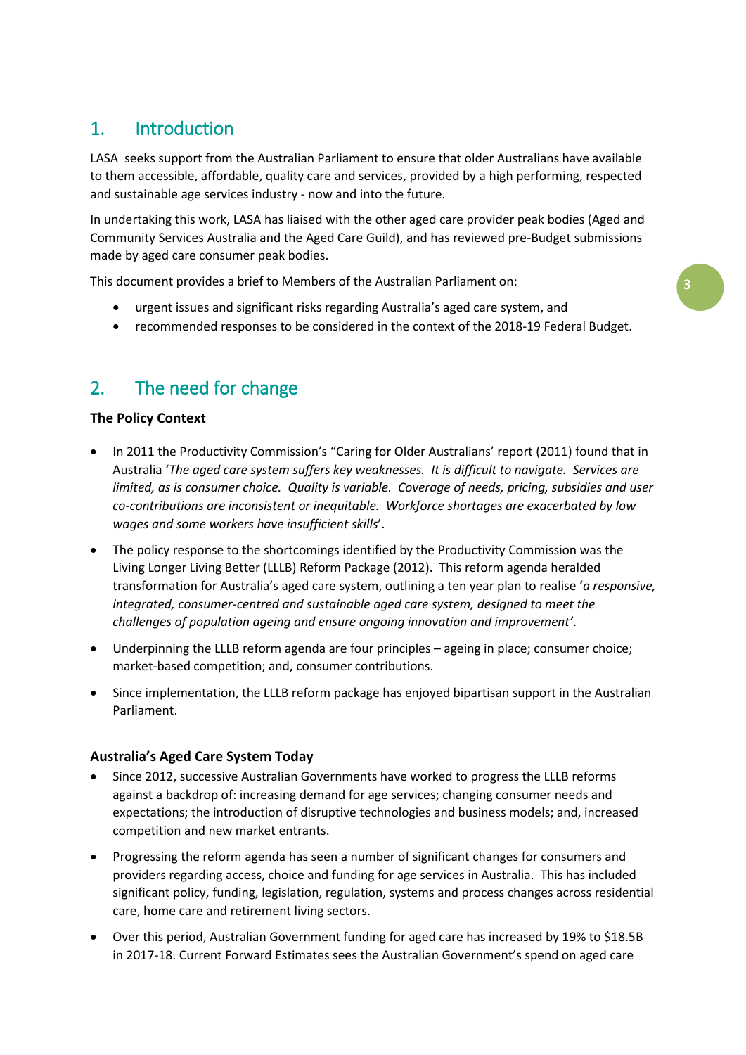## 1. Introduction

LASA seeks support from the Australian Parliament to ensure that older Australians have available to them accessible, affordable, quality care and services, provided by a high performing, respected and sustainable age services industry - now and into the future.

In undertaking this work, LASA has liaised with the other aged care provider peak bodies (Aged and Community Services Australia and the Aged Care Guild), and has reviewed pre-Budget submissions made by aged care consumer peak bodies.

This document provides a brief to Members of the Australian Parliament on:

- urgent issues and significant risks regarding Australia's aged care system, and
- recommended responses to be considered in the context of the 2018-19 Federal Budget.

## 2. The need for change

**The Policy Context**

- In 2011 the Productivity Commission's "Caring for Older Australians' report (2011) found that in Australia '*The aged care system suffers key weaknesses. It is difficult to navigate. Services are limited, as is consumer choice. Quality is variable. Coverage of needs, pricing, subsidies and user co-contributions are inconsistent or inequitable. Workforce shortages are exacerbated by low wages and some workers have insufficient skills*'.
- The policy response to the shortcomings identified by the Productivity Commission was the Living Longer Living Better (LLLB) Reform Package (2012). This reform agenda heralded transformation for Australia's aged care system, outlining a ten year plan to realise '*a responsive, integrated, consumer-centred and sustainable aged care system, designed to meet the challenges of population ageing and ensure ongoing innovation and improvement'*.
- Underpinning the LLLB reform agenda are four principles – ageing in place; consumer choice; market-based competition; and, consumer contributions.
- Since implementation, the LLLB reform package has enjoyed bipartisan support in the Australian Parliament.

**Australia's Aged Care System Today**

- Since 2012, successive Australian Governments have worked to progress the LLLB reforms against a backdrop of: increasing demand for age services; changing consumer needs and expectations; the introduction of disruptive technologies and business models; and, increased competition and new market entrants.
- Progressing the reform agenda has seen a number of significant changes for consumers and providers regarding access, choice and funding for age services in Australia. This has included significant policy, funding, legislation, regulation, systems and process changes across residential care, home care and retirement living sectors.
- Over this period, Australian Government funding for aged care has increased by 19% to $18.5B in 2017-18. Current Forward Estimates sees the Australian Government's spend on aged care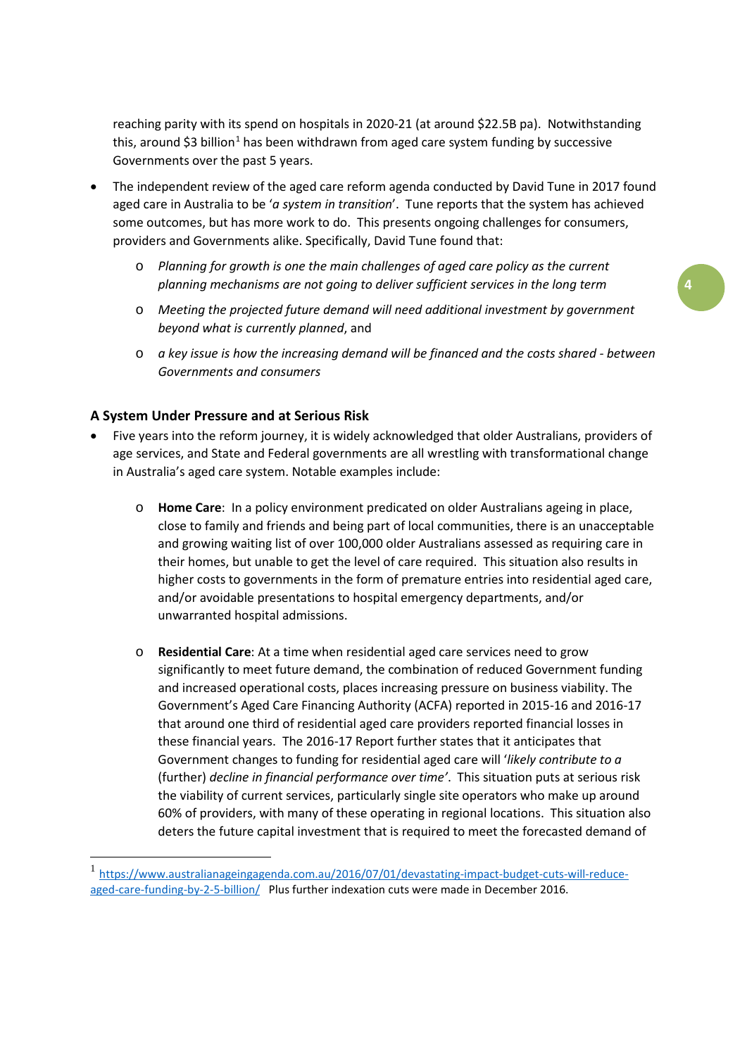reaching parity with its spend on hospitals in 2020-21 (at around $22.5B pa). Notwithstanding this, around $3 billion[1] has been withdrawn from aged care system funding by successive Governments over the past 5 years.

- The independent review of the aged care reform agenda conducted by David Tune in 2017 found aged care in Australia to be '*a system in transition*'. Tune reports that the system has achieved some outcomes, but has more work to do. This presents ongoing challenges for consumers, providers and Governments alike. Specifically, David Tune found that:
    - *Planning for growth is one the main challenges of aged care policy as the current planning mechanisms are not going to deliver sufficient services in the long term*
    - *Meeting the projected future demand will need additional investment by government beyond what is currently planned*, and
    - *a key issue is how the increasing demand will be financed and the costs shared - between Governments and consumers*

### A System Under Pressure and at Serious Risk

- Five years into the reform journey, it is widely acknowledged that older Australians, providers of age services, and State and Federal governments are all wrestling with transformational change in Australia's aged care system. Notable examples include:
    - **Home Care**: In a policy environment predicated on older Australians ageing in place, close to family and friends and being part of local communities, there is an unacceptable and growing waiting list of over 100,000 older Australians assessed as requiring care in their homes, but unable to get the level of care required. This situation also results in higher costs to governments in the form of premature entries into residential aged care, and/or avoidable presentations to hospital emergency departments, and/or unwarranted hospital admissions.
    - **Residential Care**: At a time when residential aged care services need to grow significantly to meet future demand, the combination of reduced Government funding and increased operational costs, places increasing pressure on business viability. The Government's Aged Care Financing Authority (ACFA) reported in 2015-16 and 2016-17 that around one third of residential aged care providers reported financial losses in these financial years. The 2016-17 Report further states that it anticipates that Government changes to funding for residential aged care will '*likely contribute to a* (further) *decline in financial performance over time*'. This situation puts at serious risk the viability of current services, particularly single site operators who make up around 60% of providers, with many of these operating in regional locations. This situation also deters the future capital investment that is required to meet the forecasted demand of

---

[1] https://www.australianageingagenda.com.au/2016/07/01/devastating-impact-budget-cuts-will-reduce-aged-care-funding-by-2-5-billion/ Plus further indexation cuts were made in December 2016.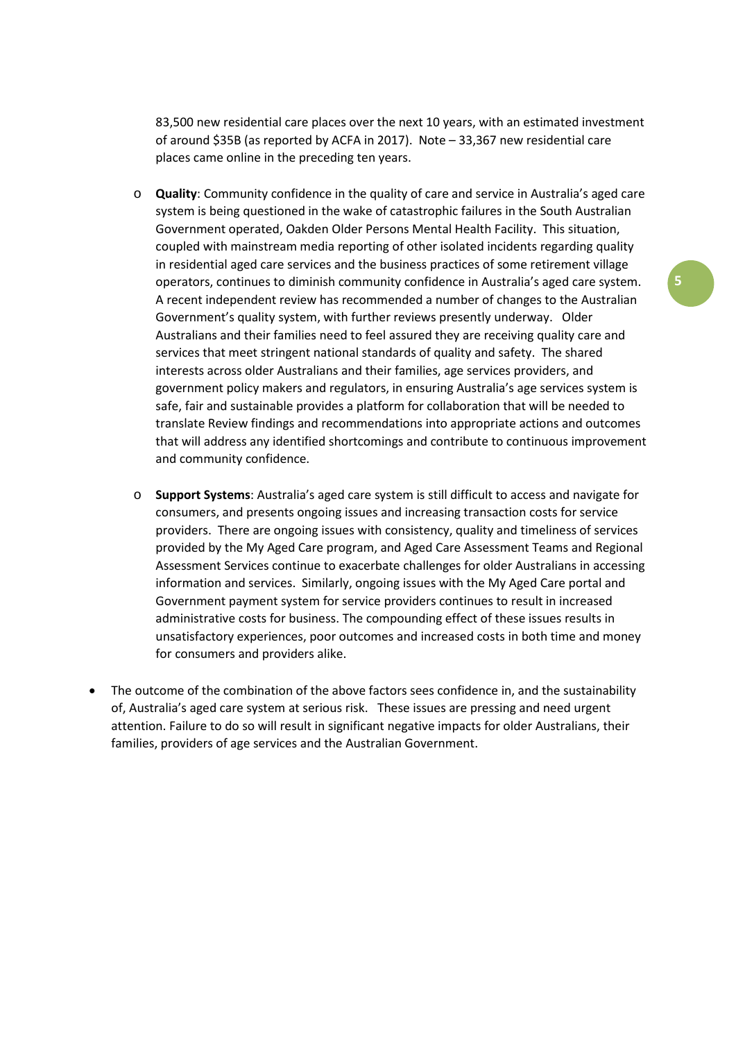83,500 new residential care places over the next 10 years, with an estimated investment of around $35B (as reported by ACFA in 2017). Note – 33,367 new residential care places came online in the preceding ten years.

- **Quality**: Community confidence in the quality of care and service in Australia's aged care system is being questioned in the wake of catastrophic failures in the South Australian Government operated, Oakden Older Persons Mental Health Facility. This situation, coupled with mainstream media reporting of other isolated incidents regarding quality in residential aged care services and the business practices of some retirement village operators, continues to diminish community confidence in Australia's aged care system. A recent independent review has recommended a number of changes to the Australian Government's quality system, with further reviews presently underway. Older Australians and their families need to feel assured they are receiving quality care and services that meet stringent national standards of quality and safety. The shared interests across older Australians and their families, age services providers, and government policy makers and regulators, in ensuring Australia's age services system is safe, fair and sustainable provides a platform for collaboration that will be needed to translate Review findings and recommendations into appropriate actions and outcomes that will address any identified shortcomings and contribute to continuous improvement and community confidence.

- **Support Systems**: Australia's aged care system is still difficult to access and navigate for consumers, and presents ongoing issues and increasing transaction costs for service providers. There are ongoing issues with consistency, quality and timeliness of services provided by the My Aged Care program, and Aged Care Assessment Teams and Regional Assessment Services continue to exacerbate challenges for older Australians in accessing information and services. Similarly, ongoing issues with the My Aged Care portal and Government payment system for service providers continues to result in increased administrative costs for business. The compounding effect of these issues results in unsatisfactory experiences, poor outcomes and increased costs in both time and money for consumers and providers alike.

- The outcome of the combination of the above factors sees confidence in, and the sustainability of, Australia's aged care system at serious risk. These issues are pressing and need urgent attention. Failure to do so will result in significant negative impacts for older Australians, their families, providers of age services and the Australian Government.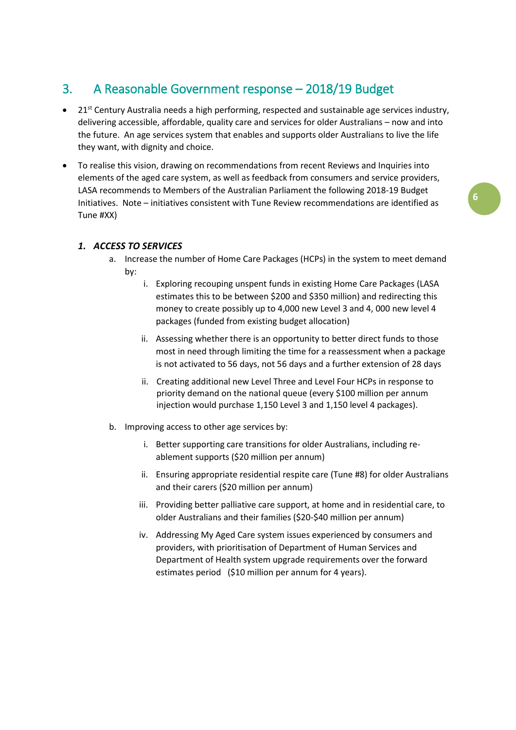## 3. A Reasonable Government response – 2018/19 Budget

- 21st Century Australia needs a high performing, respected and sustainable age services industry, delivering accessible, affordable, quality care and services for older Australians – now and into the future. An age services system that enables and supports older Australians to live the life they want, with dignity and choice.
- To realise this vision, drawing on recommendations from recent Reviews and Inquiries into elements of the aged care system, as well as feedback from consumers and service providers, LASA recommends to Members of the Australian Parliament the following 2018-19 Budget Initiatives. Note – initiatives consistent with Tune Review recommendations are identified as Tune #XX)

### *1. ACCESS TO SERVICES*

a. Increase the number of Home Care Packages (HCPs) in the system to meet demand by:

  i. Exploring recouping unspent funds in existing Home Care Packages (LASA estimates this to be between $200 and $350 million) and redirecting this money to create possibly up to 4,000 new Level 3 and 4, 000 new level 4 packages (funded from existing budget allocation)

  ii. Assessing whether there is an opportunity to better direct funds to those most in need through limiting the time for a reassessment when a package is not activated to 56 days, not 56 days and a further extension of 28 days

  ii. Creating additional new Level Three and Level Four HCPs in response to priority demand on the national queue (every $100 million per annum injection would purchase 1,150 Level 3 and 1,150 level 4 packages).

b. Improving access to other age services by:

  i. Better supporting care transitions for older Australians, including re-ablement supports ($20 million per annum)

  ii. Ensuring appropriate residential respite care (Tune #8) for older Australians and their carers ($20 million per annum)

  iii. Providing better palliative care support, at home and in residential care, to older Australians and their families ($20-$40 million per annum)

  iv. Addressing My Aged Care system issues experienced by consumers and providers, with prioritisation of Department of Human Services and Department of Health system upgrade requirements over the forward estimates period ($10 million per annum for 4 years).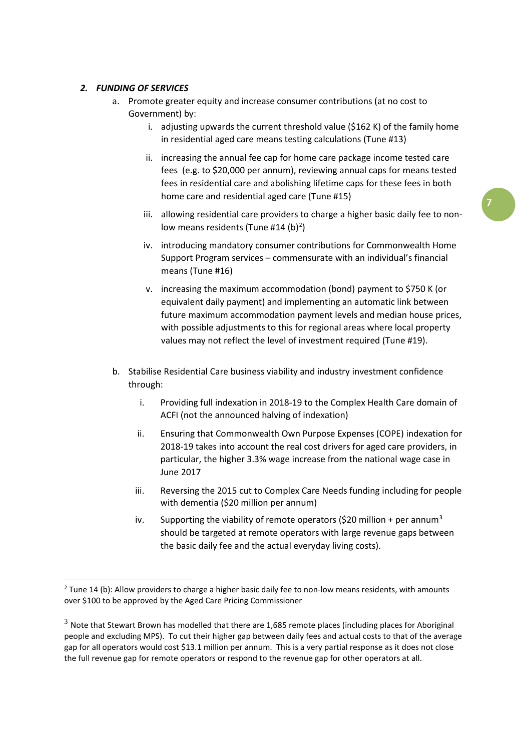## *2. FUNDING OF SERVICES*

a. Promote greater equity and increase consumer contributions (at no cost to Government) by:

   i. adjusting upwards the current threshold value ($162 K) of the family home in residential aged care means testing calculations (Tune #13)

   ii. increasing the annual fee cap for home care package income tested care fees (e.g. to $20,000 per annum), reviewing annual caps for means tested fees in residential care and abolishing lifetime caps for these fees in both home care and residential aged care (Tune #15)

   iii. allowing residential care providers to charge a higher basic daily fee to non-low means residents (Tune #14 (b)[2])

   iv. introducing mandatory consumer contributions for Commonwealth Home Support Program services – commensurate with an individual's financial means (Tune #16)

   v. increasing the maximum accommodation (bond) payment to $750 K (or equivalent daily payment) and implementing an automatic link between future maximum accommodation payment levels and median house prices, with possible adjustments to this for regional areas where local property values may not reflect the level of investment required (Tune #19).

b. Stabilise Residential Care business viability and industry investment confidence through:

   i. Providing full indexation in 2018-19 to the Complex Health Care domain of ACFI (not the announced halving of indexation)

   ii. Ensuring that Commonwealth Own Purpose Expenses (COPE) indexation for 2018-19 takes into account the real cost drivers for aged care providers, in particular, the higher 3.3% wage increase from the national wage case in June 2017

   iii. Reversing the 2015 cut to Complex Care Needs funding including for people with dementia ($20 million per annum)

   iv. Supporting the viability of remote operators ($20 million + per annum[3] should be targeted at remote operators with large revenue gaps between the basic daily fee and the actual everyday living costs).

---

[2] Tune 14 (b): Allow providers to charge a higher basic daily fee to non-low means residents, with amounts over $100 to be approved by the Aged Care Pricing Commissioner

[3] Note that Stewart Brown has modelled that there are 1,685 remote places (including places for Aboriginal people and excluding MPS). To cut their higher gap between daily fees and actual costs to that of the average gap for all operators would cost $13.1 million per annum. This is a very partial response as it does not close the full revenue gap for remote operators or respond to the revenue gap for other operators at all.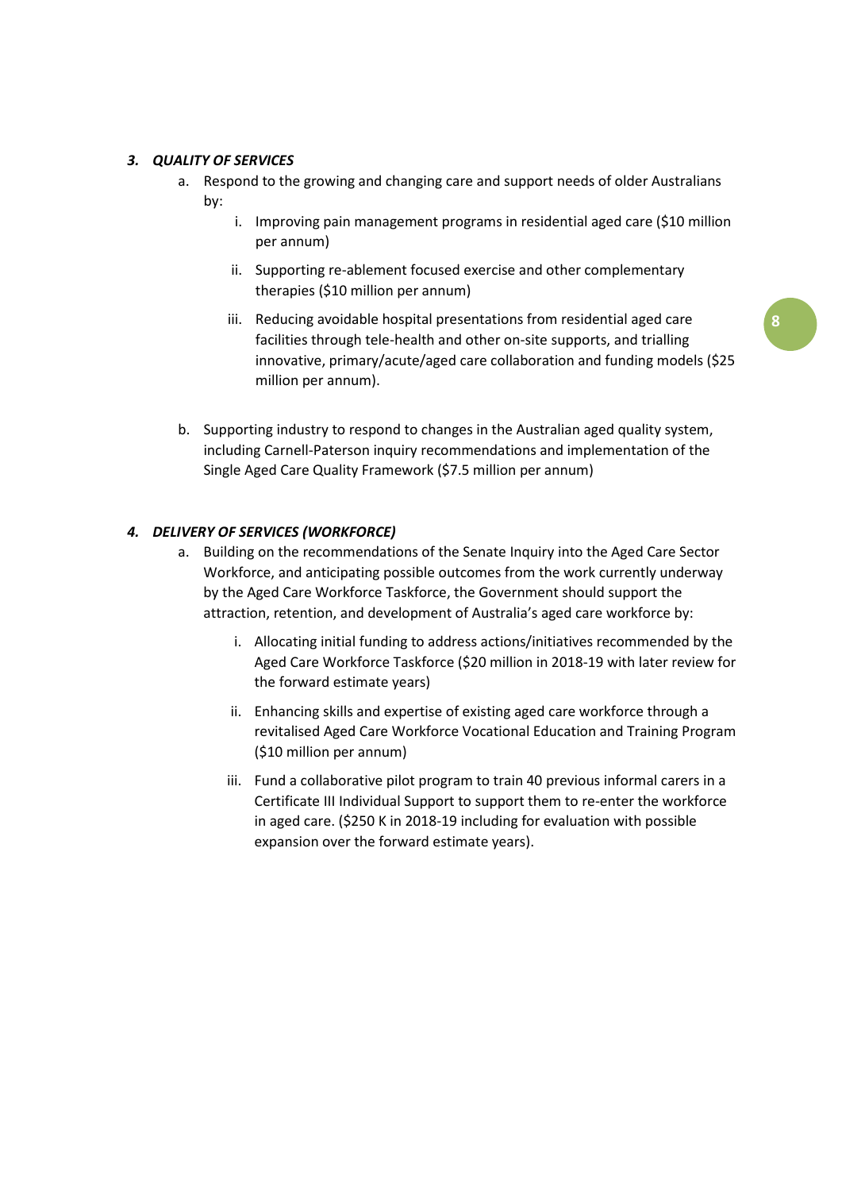### *3. QUALITY OF SERVICES*

a. Respond to the growing and changing care and support needs of older Australians by:

   i. Improving pain management programs in residential aged care ($10 million per annum)

   ii. Supporting re-ablement focused exercise and other complementary therapies ($10 million per annum)

   iii. Reducing avoidable hospital presentations from residential aged care facilities through tele-health and other on-site supports, and trialling innovative, primary/acute/aged care collaboration and funding models ($25 million per annum).

b. Supporting industry to respond to changes in the Australian aged quality system, including Carnell-Paterson inquiry recommendations and implementation of the Single Aged Care Quality Framework ($7.5 million per annum)

### *4. DELIVERY OF SERVICES (WORKFORCE)*

a. Building on the recommendations of the Senate Inquiry into the Aged Care Sector Workforce, and anticipating possible outcomes from the work currently underway by the Aged Care Workforce Taskforce, the Government should support the attraction, retention, and development of Australia's aged care workforce by:

   i. Allocating initial funding to address actions/initiatives recommended by the Aged Care Workforce Taskforce ($20 million in 2018-19 with later review for the forward estimate years)

   ii. Enhancing skills and expertise of existing aged care workforce through a revitalised Aged Care Workforce Vocational Education and Training Program ($10 million per annum)

   iii. Fund a collaborative pilot program to train 40 previous informal carers in a Certificate III Individual Support to support them to re-enter the workforce in aged care. ($250 K in 2018-19 including for evaluation with possible expansion over the forward estimate years).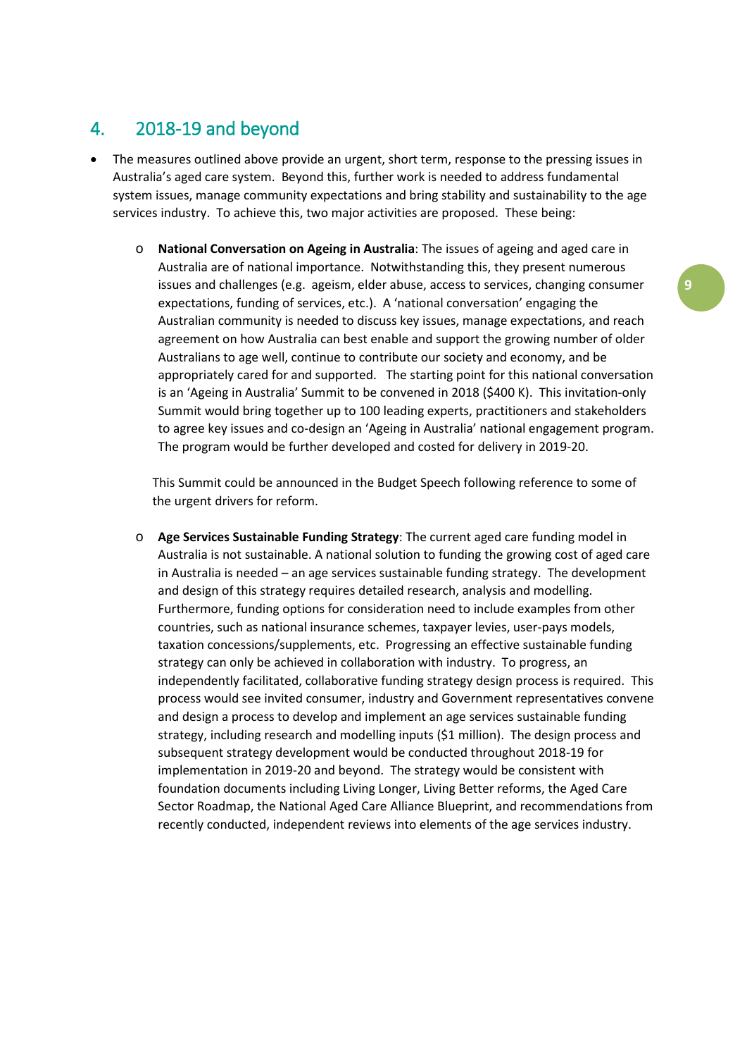## 4. 2018-19 and beyond

- The measures outlined above provide an urgent, short term, response to the pressing issues in Australia's aged care system. Beyond this, further work is needed to address fundamental system issues, manage community expectations and bring stability and sustainability to the age services industry. To achieve this, two major activities are proposed. These being:

    - **National Conversation on Ageing in Australia**: The issues of ageing and aged care in Australia are of national importance. Notwithstanding this, they present numerous issues and challenges (e.g. ageism, elder abuse, access to services, changing consumer expectations, funding of services, etc.). A 'national conversation' engaging the Australian community is needed to discuss key issues, manage expectations, and reach agreement on how Australia can best enable and support the growing number of older Australians to age well, continue to contribute our society and economy, and be appropriately cared for and supported. The starting point for this national conversation is an 'Ageing in Australia' Summit to be convened in 2018 ($400 K). This invitation-only Summit would bring together up to 100 leading experts, practitioners and stakeholders to agree key issues and co-design an 'Ageing in Australia' national engagement program. The program would be further developed and costed for delivery in 2019-20.

      This Summit could be announced in the Budget Speech following reference to some of the urgent drivers for reform.

    - **Age Services Sustainable Funding Strategy**: The current aged care funding model in Australia is not sustainable. A national solution to funding the growing cost of aged care in Australia is needed – an age services sustainable funding strategy. The development and design of this strategy requires detailed research, analysis and modelling. Furthermore, funding options for consideration need to include examples from other countries, such as national insurance schemes, taxpayer levies, user-pays models, taxation concessions/supplements, etc. Progressing an effective sustainable funding strategy can only be achieved in collaboration with industry. To progress, an independently facilitated, collaborative funding strategy design process is required. This process would see invited consumer, industry and Government representatives convene and design a process to develop and implement an age services sustainable funding strategy, including research and modelling inputs ($1 million). The design process and subsequent strategy development would be conducted throughout 2018-19 for implementation in 2019-20 and beyond. The strategy would be consistent with foundation documents including Living Longer, Living Better reforms, the Aged Care Sector Roadmap, the National Aged Care Alliance Blueprint, and recommendations from recently conducted, independent reviews into elements of the age services industry.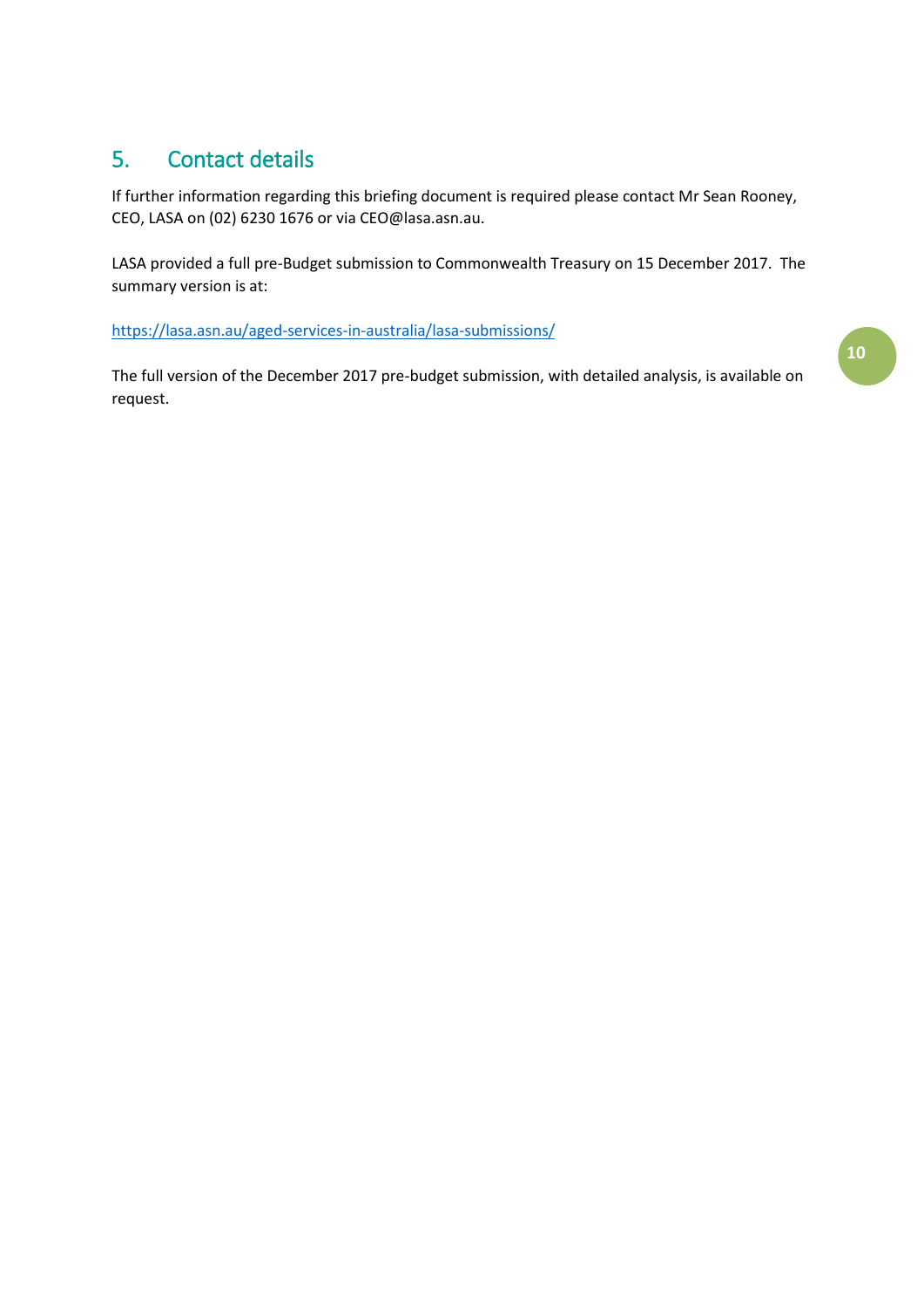## 5. Contact details

If further information regarding this briefing document is required please contact Mr Sean Rooney, CEO, LASA on (02) 6230 1676 or via CEO@lasa.asn.au.

LASA provided a full pre-Budget submission to Commonwealth Treasury on 15 December 2017. The summary version is at:

https://lasa.asn.au/aged-services-in-australia/lasa-submissions/

The full version of the December 2017 pre-budget submission, with detailed analysis, is available on request.